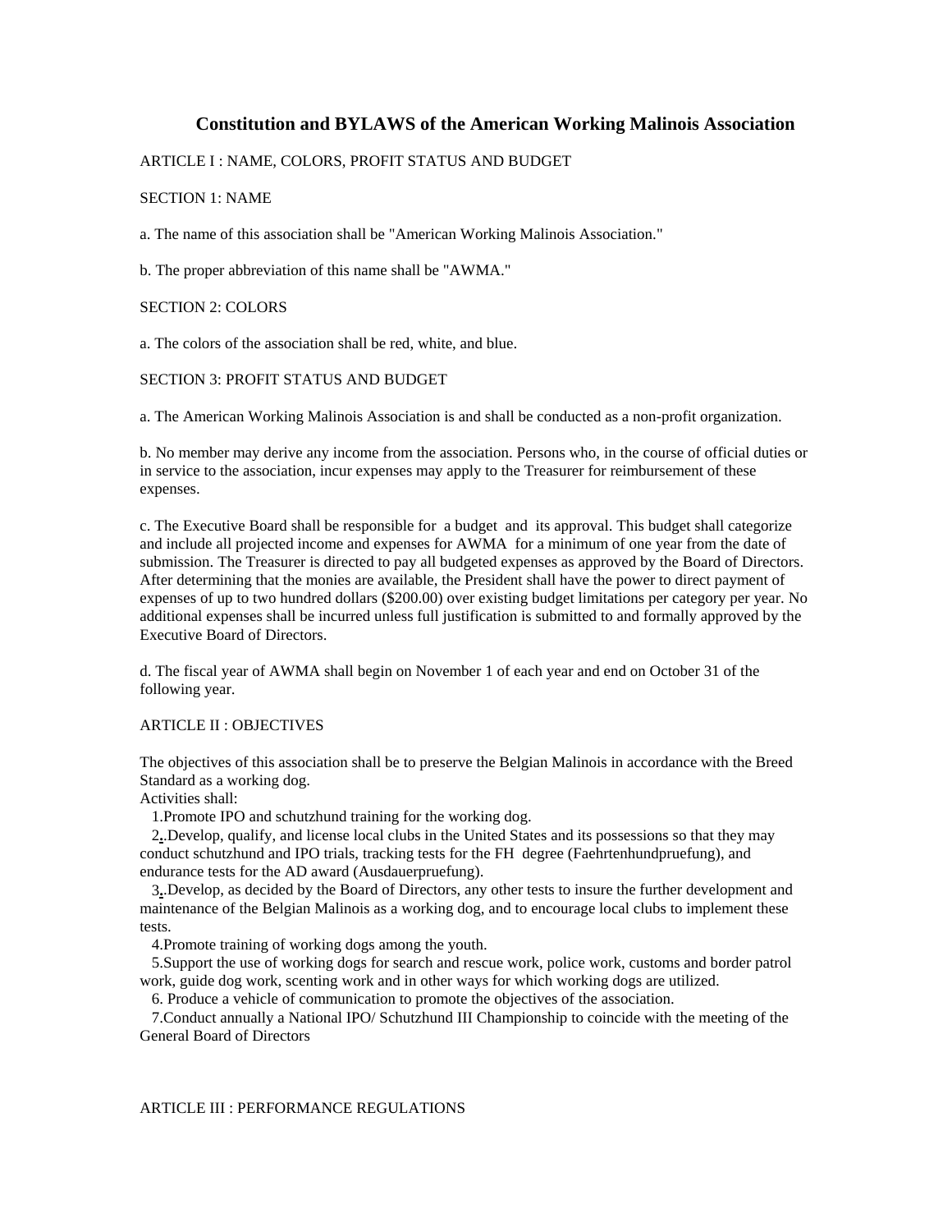# Constitution and BYLAWS of the American Working Malinois Association

ARTICLE I : NAME, COLORS, PROFIT STATUS AND BUDGET

SECTION 1: NAME

a. The name of this association shall be "American Working Malinois Association."

b. The proper abbreviation of this name shall be "AWMA."

SECTION 2: COLORS

a. The colors of the association shall be red, white, and blue.

SECTION 3: PROFIT STATUS AND BUDGET

a. The American Working Malinois Association is and shall be conducted as a non-profit organization.

b. No member may derive any income from the association. Persons who, in the course of official duties or in service to the association, incur expenses may apply to the Treasurer for reimbursement of these expenses.

c. The Executive Board shall be responsible for a budget and its approval. This budget shall categorize and include all projected income and expenses for AWMA for a minimum of one year from the date of submission. The Treasurer is directed to pay all budgeted expenses as approved by the Board of Directors. After determining that the monies are available, the President shall have the power to direct payment of expenses of up to two hundred dollars ($200.00) over existing budget limitations per category per year. No additional expenses shall be incurred unless full justification is submitted to and formally approved by the Executive Board of Directors.

d. The fiscal year of AWMA shall begin on November 1 of each year and end on October 31 of the following year.

ARTICLE II : OBJECTIVES

The objectives of this association shall be to preserve the Belgian Malinois in accordance with the Breed Standard as a working dog.
Activities shall:

1. Promote IPO and schutzhund training for the working dog.
2. Develop, qualify, and license local clubs in the United States and its possessions so that they may conduct schutzhund and IPO trials, tracking tests for the FH degree (Faehrtenhundpruefung), and endurance tests for the AD award (Ausdauerpruefung).
3. Develop, as decided by the Board of Directors, any other tests to insure the further development and maintenance of the Belgian Malinois as a working dog, and to encourage local clubs to implement these tests.
4. Promote training of working dogs among the youth.
5. Support the use of working dogs for search and rescue work, police work, customs and border patrol work, guide dog work, scenting work and in other ways for which working dogs are utilized.
6. Produce a vehicle of communication to promote the objectives of the association.
7. Conduct annually a National IPO/ Schutzhund III Championship to coincide with the meeting of the General Board of Directors

ARTICLE III : PERFORMANCE REGULATIONS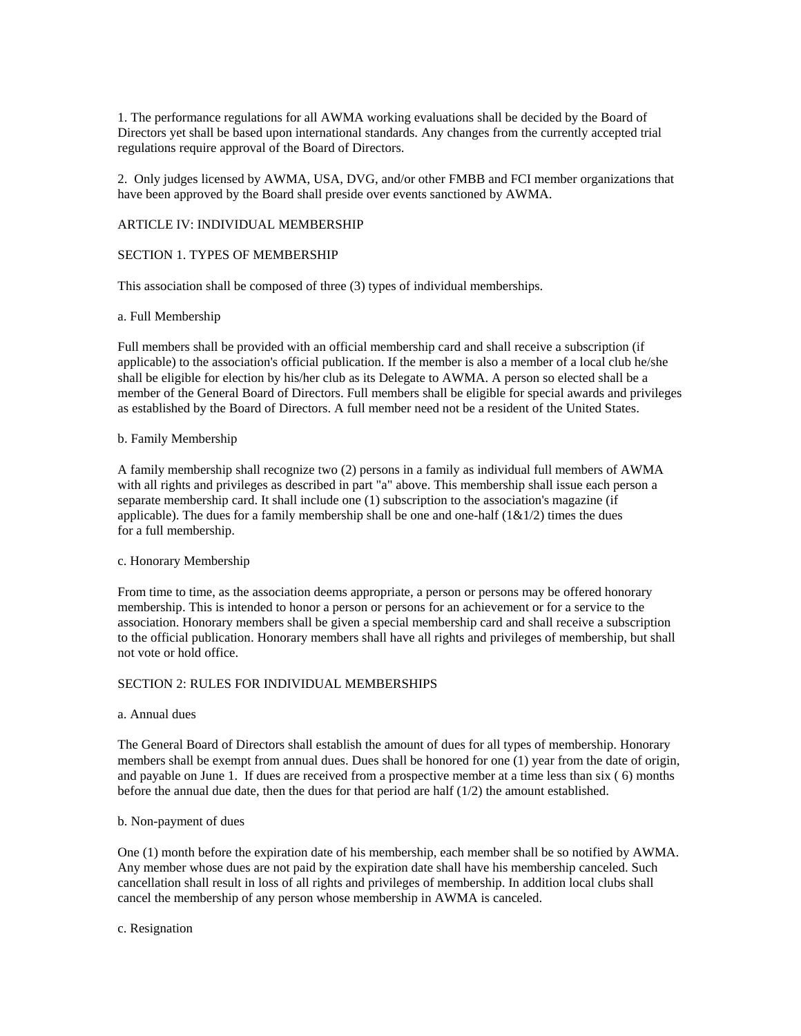1. The performance regulations for all AWMA working evaluations shall be decided by the Board of Directors yet shall be based upon international standards. Any changes from the currently accepted trial regulations require approval of the Board of Directors.

2. Only judges licensed by AWMA, USA, DVG, and/or other FMBB and FCI member organizations that have been approved by the Board shall preside over events sanctioned by AWMA.

## ARTICLE IV: INDIVIDUAL MEMBERSHIP

### SECTION 1. TYPES OF MEMBERSHIP

This association shall be composed of three (3) types of individual memberships.

a. Full Membership

Full members shall be provided with an official membership card and shall receive a subscription (if applicable) to the association's official publication. If the member is also a member of a local club he/she shall be eligible for election by his/her club as its Delegate to AWMA. A person so elected shall be a member of the General Board of Directors. Full members shall be eligible for special awards and privileges as established by the Board of Directors. A full member need not be a resident of the United States.

b. Family Membership

A family membership shall recognize two (2) persons in a family as individual full members of AWMA with all rights and privileges as described in part "a" above. This membership shall issue each person a separate membership card. It shall include one (1) subscription to the association's magazine (if applicable). The dues for a family membership shall be one and one-half (1&1/2) times the dues for a full membership.

c. Honorary Membership

From time to time, as the association deems appropriate, a person or persons may be offered honorary membership. This is intended to honor a person or persons for an achievement or for a service to the association. Honorary members shall be given a special membership card and shall receive a subscription to the official publication. Honorary members shall have all rights and privileges of membership, but shall not vote or hold office.

### SECTION 2: RULES FOR INDIVIDUAL MEMBERSHIPS

a. Annual dues

The General Board of Directors shall establish the amount of dues for all types of membership. Honorary members shall be exempt from annual dues. Dues shall be honored for one (1) year from the date of origin, and payable on June 1. If dues are received from a prospective member at a time less than six ( 6) months before the annual due date, then the dues for that period are half (1/2) the amount established.

b. Non-payment of dues

One (1) month before the expiration date of his membership, each member shall be so notified by AWMA. Any member whose dues are not paid by the expiration date shall have his membership canceled. Such cancellation shall result in loss of all rights and privileges of membership. In addition local clubs shall cancel the membership of any person whose membership in AWMA is canceled.

c. Resignation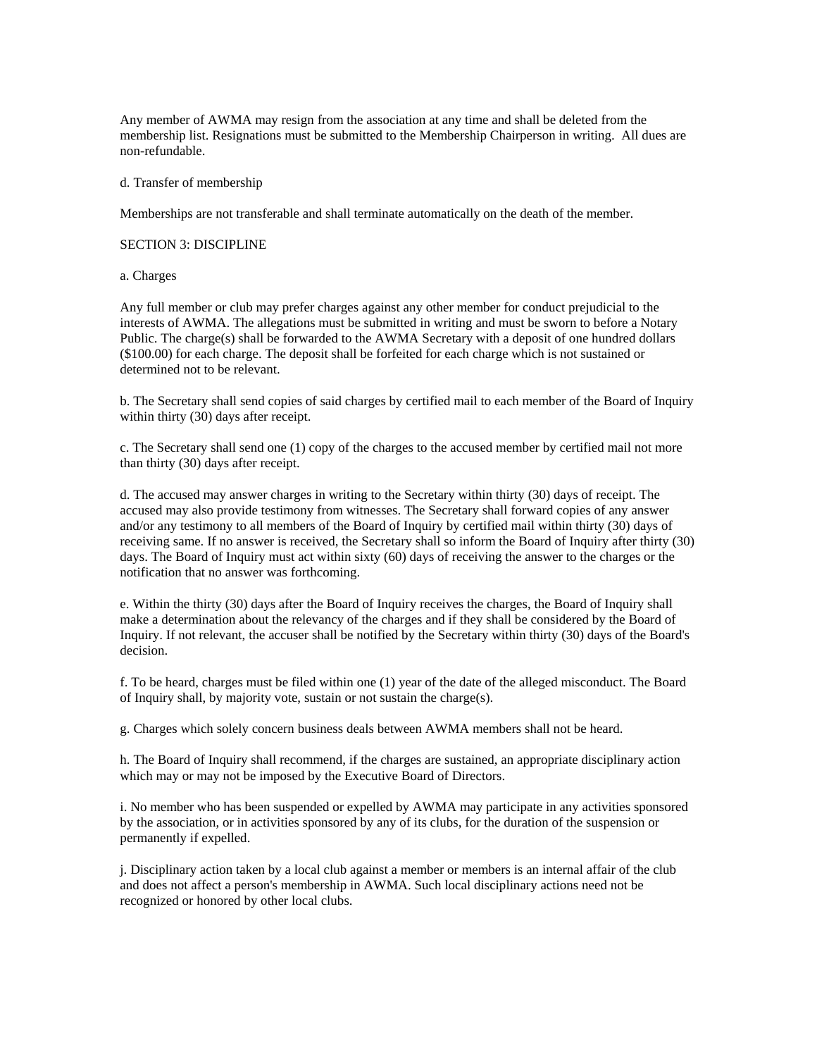Any member of AWMA may resign from the association at any time and shall be deleted from the membership list. Resignations must be submitted to the Membership Chairperson in writing. All dues are non-refundable.

d. Transfer of membership

Memberships are not transferable and shall terminate automatically on the death of the member.

SECTION 3: DISCIPLINE

a. Charges

Any full member or club may prefer charges against any other member for conduct prejudicial to the interests of AWMA. The allegations must be submitted in writing and must be sworn to before a Notary Public. The charge(s) shall be forwarded to the AWMA Secretary with a deposit of one hundred dollars ($100.00) for each charge. The deposit shall be forfeited for each charge which is not sustained or determined not to be relevant.

b. The Secretary shall send copies of said charges by certified mail to each member of the Board of Inquiry within thirty (30) days after receipt.

c. The Secretary shall send one (1) copy of the charges to the accused member by certified mail not more than thirty (30) days after receipt.

d. The accused may answer charges in writing to the Secretary within thirty (30) days of receipt. The accused may also provide testimony from witnesses. The Secretary shall forward copies of any answer and/or any testimony to all members of the Board of Inquiry by certified mail within thirty (30) days of receiving same. If no answer is received, the Secretary shall so inform the Board of Inquiry after thirty (30) days. The Board of Inquiry must act within sixty (60) days of receiving the answer to the charges or the notification that no answer was forthcoming.

e. Within the thirty (30) days after the Board of Inquiry receives the charges, the Board of Inquiry shall make a determination about the relevancy of the charges and if they shall be considered by the Board of Inquiry. If not relevant, the accuser shall be notified by the Secretary within thirty (30) days of the Board's decision.

f. To be heard, charges must be filed within one (1) year of the date of the alleged misconduct. The Board of Inquiry shall, by majority vote, sustain or not sustain the charge(s).

g. Charges which solely concern business deals between AWMA members shall not be heard.

h. The Board of Inquiry shall recommend, if the charges are sustained, an appropriate disciplinary action which may or may not be imposed by the Executive Board of Directors.

i. No member who has been suspended or expelled by AWMA may participate in any activities sponsored by the association, or in activities sponsored by any of its clubs, for the duration of the suspension or permanently if expelled.

j. Disciplinary action taken by a local club against a member or members is an internal affair of the club and does not affect a person's membership in AWMA. Such local disciplinary actions need not be recognized or honored by other local clubs.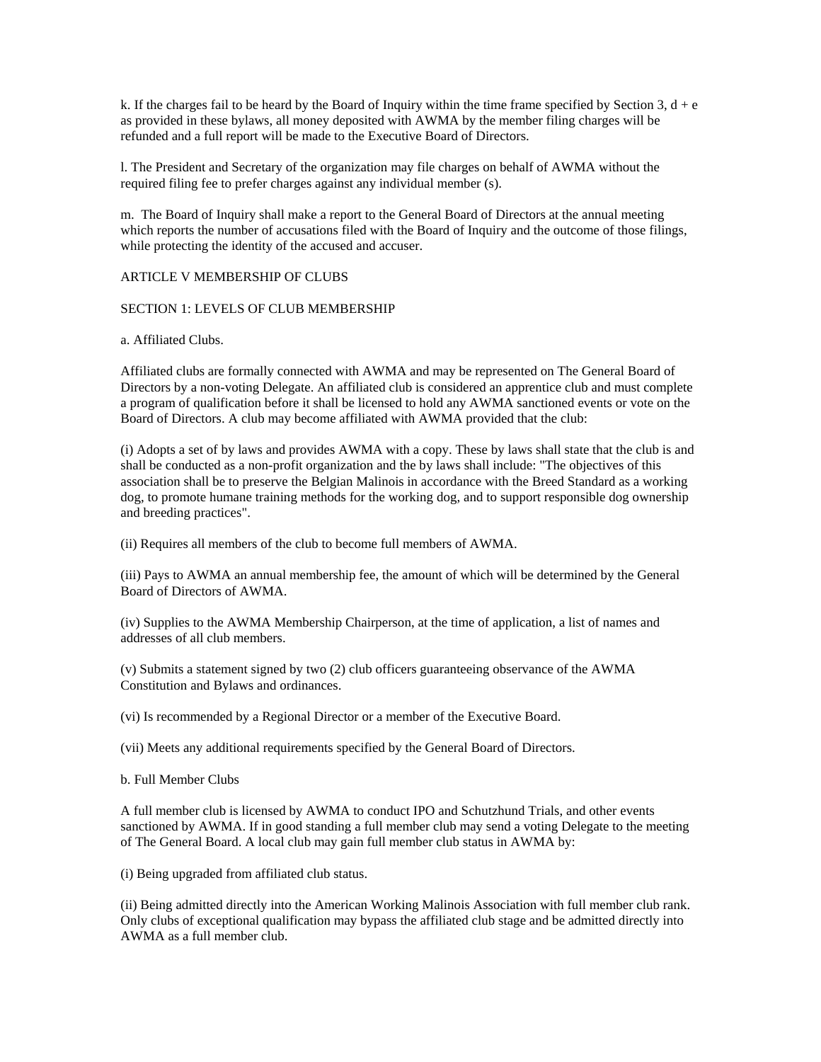k. If the charges fail to be heard by the Board of Inquiry within the time frame specified by Section 3, d + e as provided in these bylaws, all money deposited with AWMA by the member filing charges will be refunded and a full report will be made to the Executive Board of Directors.

l. The President and Secretary of the organization may file charges on behalf of AWMA without the required filing fee to prefer charges against any individual member (s).

m. The Board of Inquiry shall make a report to the General Board of Directors at the annual meeting which reports the number of accusations filed with the Board of Inquiry and the outcome of those filings, while protecting the identity of the accused and accuser.

## ARTICLE V MEMBERSHIP OF CLUBS

### SECTION 1: LEVELS OF CLUB MEMBERSHIP

a. Affiliated Clubs.

Affiliated clubs are formally connected with AWMA and may be represented on The General Board of Directors by a non-voting Delegate. An affiliated club is considered an apprentice club and must complete a program of qualification before it shall be licensed to hold any AWMA sanctioned events or vote on the Board of Directors. A club may become affiliated with AWMA provided that the club:

(i) Adopts a set of by laws and provides AWMA with a copy. These by laws shall state that the club is and shall be conducted as a non-profit organization and the by laws shall include: "The objectives of this association shall be to preserve the Belgian Malinois in accordance with the Breed Standard as a working dog, to promote humane training methods for the working dog, and to support responsible dog ownership and breeding practices".

(ii) Requires all members of the club to become full members of AWMA.

(iii) Pays to AWMA an annual membership fee, the amount of which will be determined by the General Board of Directors of AWMA.

(iv) Supplies to the AWMA Membership Chairperson, at the time of application, a list of names and addresses of all club members.

(v) Submits a statement signed by two (2) club officers guaranteeing observance of the AWMA Constitution and Bylaws and ordinances.

(vi) Is recommended by a Regional Director or a member of the Executive Board.

(vii) Meets any additional requirements specified by the General Board of Directors.

b. Full Member Clubs

A full member club is licensed by AWMA to conduct IPO and Schutzhund Trials, and other events sanctioned by AWMA. If in good standing a full member club may send a voting Delegate to the meeting of The General Board. A local club may gain full member club status in AWMA by:

(i) Being upgraded from affiliated club status.

(ii) Being admitted directly into the American Working Malinois Association with full member club rank. Only clubs of exceptional qualification may bypass the affiliated club stage and be admitted directly into AWMA as a full member club.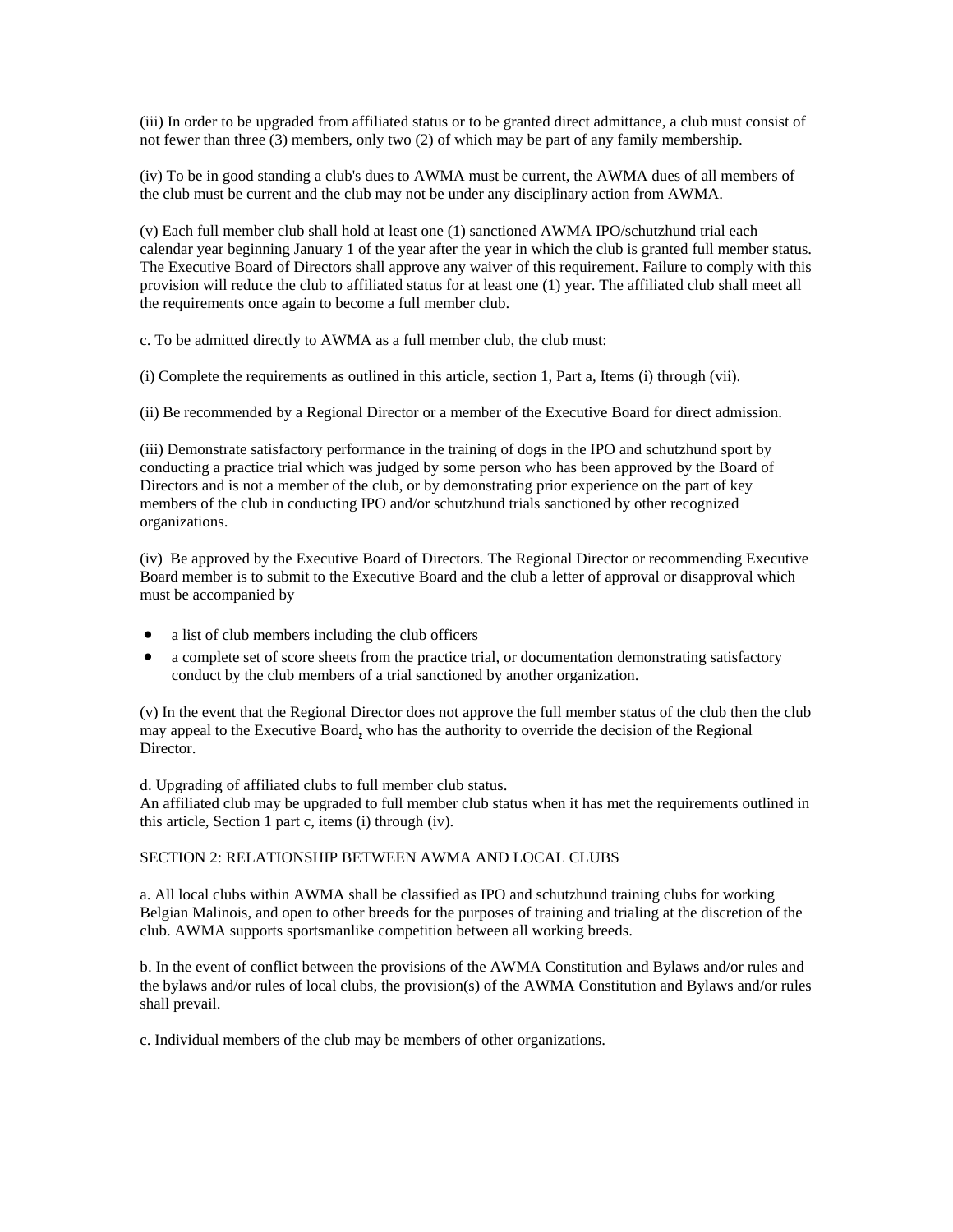(iii) In order to be upgraded from affiliated status or to be granted direct admittance, a club must consist of not fewer than three (3) members, only two (2) of which may be part of any family membership.

(iv) To be in good standing a club's dues to AWMA must be current, the AWMA dues of all members of the club must be current and the club may not be under any disciplinary action from AWMA.

(v) Each full member club shall hold at least one (1) sanctioned AWMA IPO/schutzhund trial each calendar year beginning January 1 of the year after the year in which the club is granted full member status. The Executive Board of Directors shall approve any waiver of this requirement. Failure to comply with this provision will reduce the club to affiliated status for at least one (1) year. The affiliated club shall meet all the requirements once again to become a full member club.

c. To be admitted directly to AWMA as a full member club, the club must:

(i) Complete the requirements as outlined in this article, section 1, Part a, Items (i) through (vii).

(ii) Be recommended by a Regional Director or a member of the Executive Board for direct admission.

(iii) Demonstrate satisfactory performance in the training of dogs in the IPO and schutzhund sport by conducting a practice trial which was judged by some person who has been approved by the Board of Directors and is not a member of the club, or by demonstrating prior experience on the part of key members of the club in conducting IPO and/or schutzhund trials sanctioned by other recognized organizations.

(iv) Be approved by the Executive Board of Directors. The Regional Director or recommending Executive Board member is to submit to the Executive Board and the club a letter of approval or disapproval which must be accompanied by

- a list of club members including the club officers
- a complete set of score sheets from the practice trial, or documentation demonstrating satisfactory conduct by the club members of a trial sanctioned by another organization.

(v) In the event that the Regional Director does not approve the full member status of the club then the club may appeal to the Executive Board, who has the authority to override the decision of the Regional Director.

d. Upgrading of affiliated clubs to full member club status.
An affiliated club may be upgraded to full member club status when it has met the requirements outlined in this article, Section 1 part c, items (i) through (iv).

SECTION 2: RELATIONSHIP BETWEEN AWMA AND LOCAL CLUBS

a. All local clubs within AWMA shall be classified as IPO and schutzhund training clubs for working Belgian Malinois, and open to other breeds for the purposes of training and trialing at the discretion of the club. AWMA supports sportsmanlike competition between all working breeds.

b. In the event of conflict between the provisions of the AWMA Constitution and Bylaws and/or rules and the bylaws and/or rules of local clubs, the provision(s) of the AWMA Constitution and Bylaws and/or rules shall prevail.

c. Individual members of the club may be members of other organizations.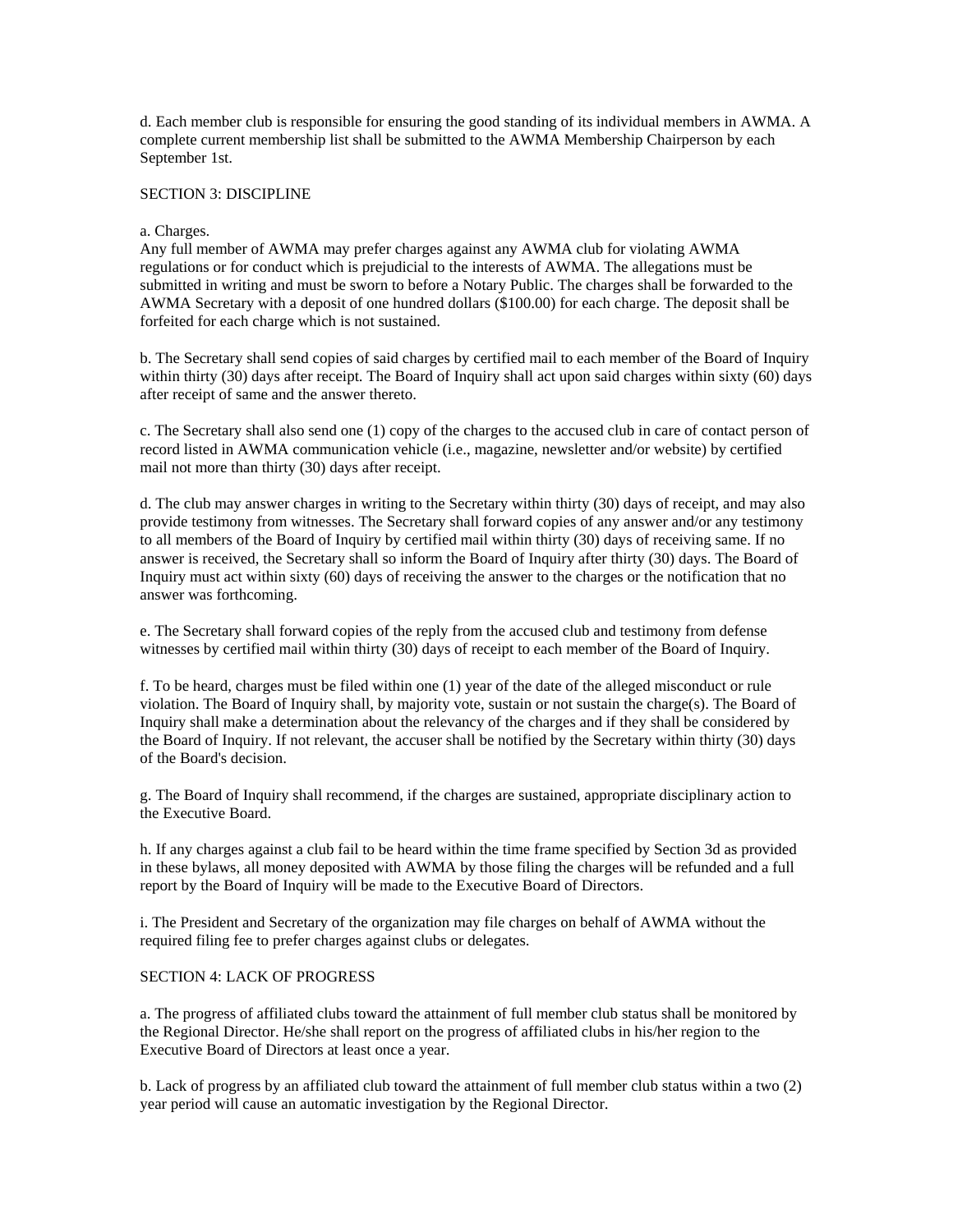d. Each member club is responsible for ensuring the good standing of its individual members in AWMA. A complete current membership list shall be submitted to the AWMA Membership Chairperson by each September 1st.

## SECTION 3: DISCIPLINE

a. Charges.
Any full member of AWMA may prefer charges against any AWMA club for violating AWMA regulations or for conduct which is prejudicial to the interests of AWMA. The allegations must be submitted in writing and must be sworn to before a Notary Public. The charges shall be forwarded to the AWMA Secretary with a deposit of one hundred dollars ($100.00) for each charge. The deposit shall be forfeited for each charge which is not sustained.

b. The Secretary shall send copies of said charges by certified mail to each member of the Board of Inquiry within thirty (30) days after receipt. The Board of Inquiry shall act upon said charges within sixty (60) days after receipt of same and the answer thereto.

c. The Secretary shall also send one (1) copy of the charges to the accused club in care of contact person of record listed in AWMA communication vehicle (i.e., magazine, newsletter and/or website) by certified mail not more than thirty (30) days after receipt.

d. The club may answer charges in writing to the Secretary within thirty (30) days of receipt, and may also provide testimony from witnesses. The Secretary shall forward copies of any answer and/or any testimony to all members of the Board of Inquiry by certified mail within thirty (30) days of receiving same. If no answer is received, the Secretary shall so inform the Board of Inquiry after thirty (30) days. The Board of Inquiry must act within sixty (60) days of receiving the answer to the charges or the notification that no answer was forthcoming.

e. The Secretary shall forward copies of the reply from the accused club and testimony from defense witnesses by certified mail within thirty (30) days of receipt to each member of the Board of Inquiry.

f. To be heard, charges must be filed within one (1) year of the date of the alleged misconduct or rule violation. The Board of Inquiry shall, by majority vote, sustain or not sustain the charge(s). The Board of Inquiry shall make a determination about the relevancy of the charges and if they shall be considered by the Board of Inquiry. If not relevant, the accuser shall be notified by the Secretary within thirty (30) days of the Board's decision.

g. The Board of Inquiry shall recommend, if the charges are sustained, appropriate disciplinary action to the Executive Board.

h. If any charges against a club fail to be heard within the time frame specified by Section 3d as provided in these bylaws, all money deposited with AWMA by those filing the charges will be refunded and a full report by the Board of Inquiry will be made to the Executive Board of Directors.

i. The President and Secretary of the organization may file charges on behalf of AWMA without the required filing fee to prefer charges against clubs or delegates.

## SECTION 4: LACK OF PROGRESS

a. The progress of affiliated clubs toward the attainment of full member club status shall be monitored by the Regional Director. He/she shall report on the progress of affiliated clubs in his/her region to the Executive Board of Directors at least once a year.

b. Lack of progress by an affiliated club toward the attainment of full member club status within a two (2) year period will cause an automatic investigation by the Regional Director.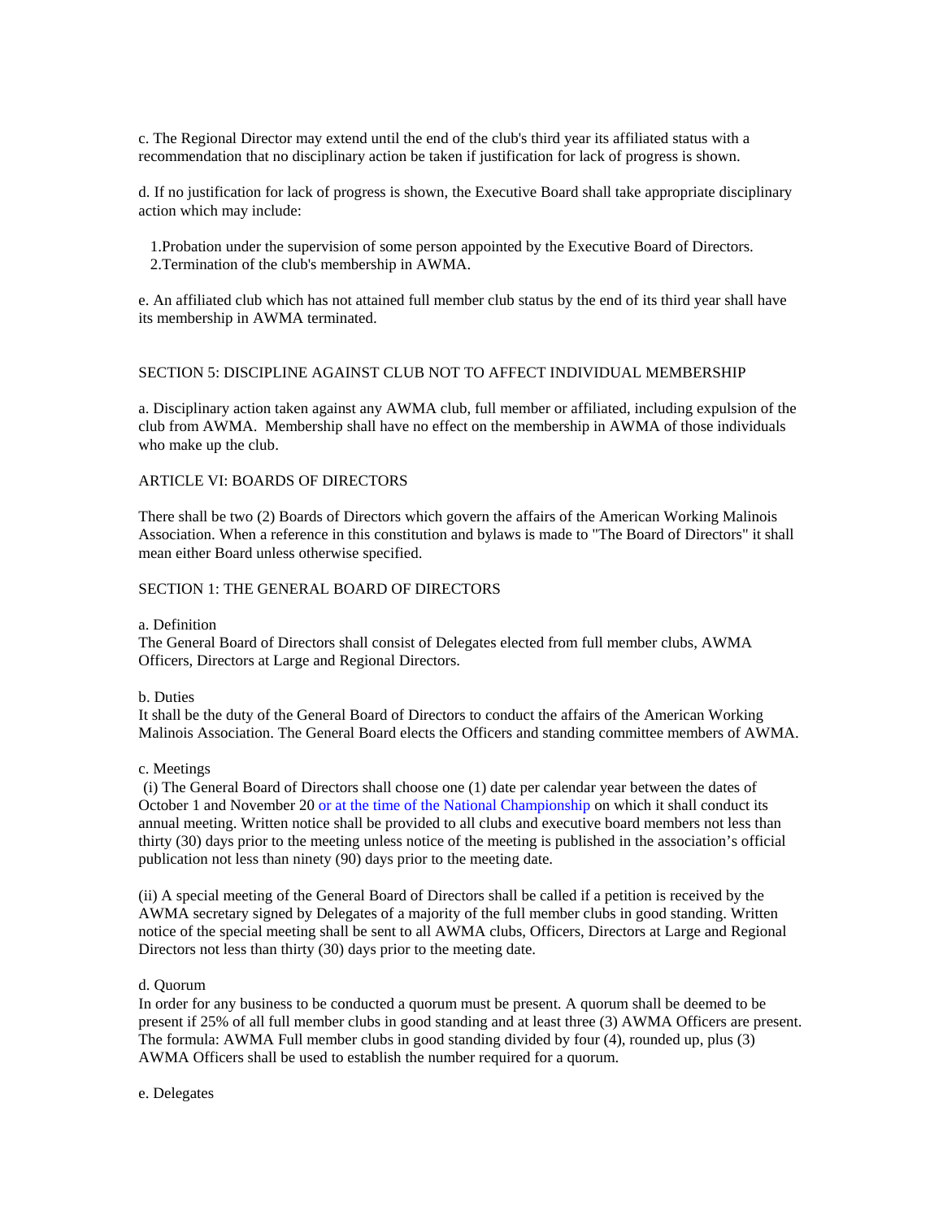c. The Regional Director may extend until the end of the club's third year its affiliated status with a recommendation that no disciplinary action be taken if justification for lack of progress is shown.

d. If no justification for lack of progress is shown, the Executive Board shall take appropriate disciplinary action which may include:

1. Probation under the supervision of some person appointed by the Executive Board of Directors.
2. Termination of the club's membership in AWMA.

e. An affiliated club which has not attained full member club status by the end of its third year shall have its membership in AWMA terminated.

## SECTION 5: DISCIPLINE AGAINST CLUB NOT TO AFFECT INDIVIDUAL MEMBERSHIP

a. Disciplinary action taken against any AWMA club, full member or affiliated, including expulsion of the club from AWMA. Membership shall have no effect on the membership in AWMA of those individuals who make up the club.

# ARTICLE VI: BOARDS OF DIRECTORS

There shall be two (2) Boards of Directors which govern the affairs of the American Working Malinois Association. When a reference in this constitution and bylaws is made to "The Board of Directors" it shall mean either Board unless otherwise specified.

## SECTION 1: THE GENERAL BOARD OF DIRECTORS

a. Definition
The General Board of Directors shall consist of Delegates elected from full member clubs, AWMA Officers, Directors at Large and Regional Directors.

b. Duties
It shall be the duty of the General Board of Directors to conduct the affairs of the American Working Malinois Association. The General Board elects the Officers and standing committee members of AWMA.

c. Meetings
(i) The General Board of Directors shall choose one (1) date per calendar year between the dates of October 1 and November 20 or at the time of the National Championship on which it shall conduct its annual meeting. Written notice shall be provided to all clubs and executive board members not less than thirty (30) days prior to the meeting unless notice of the meeting is published in the association's official publication not less than ninety (90) days prior to the meeting date.

(ii) A special meeting of the General Board of Directors shall be called if a petition is received by the AWMA secretary signed by Delegates of a majority of the full member clubs in good standing. Written notice of the special meeting shall be sent to all AWMA clubs, Officers, Directors at Large and Regional Directors not less than thirty (30) days prior to the meeting date.

d. Quorum
In order for any business to be conducted a quorum must be present. A quorum shall be deemed to be present if 25% of all full member clubs in good standing and at least three (3) AWMA Officers are present. The formula: AWMA Full member clubs in good standing divided by four (4), rounded up, plus (3) AWMA Officers shall be used to establish the number required for a quorum.

e. Delegates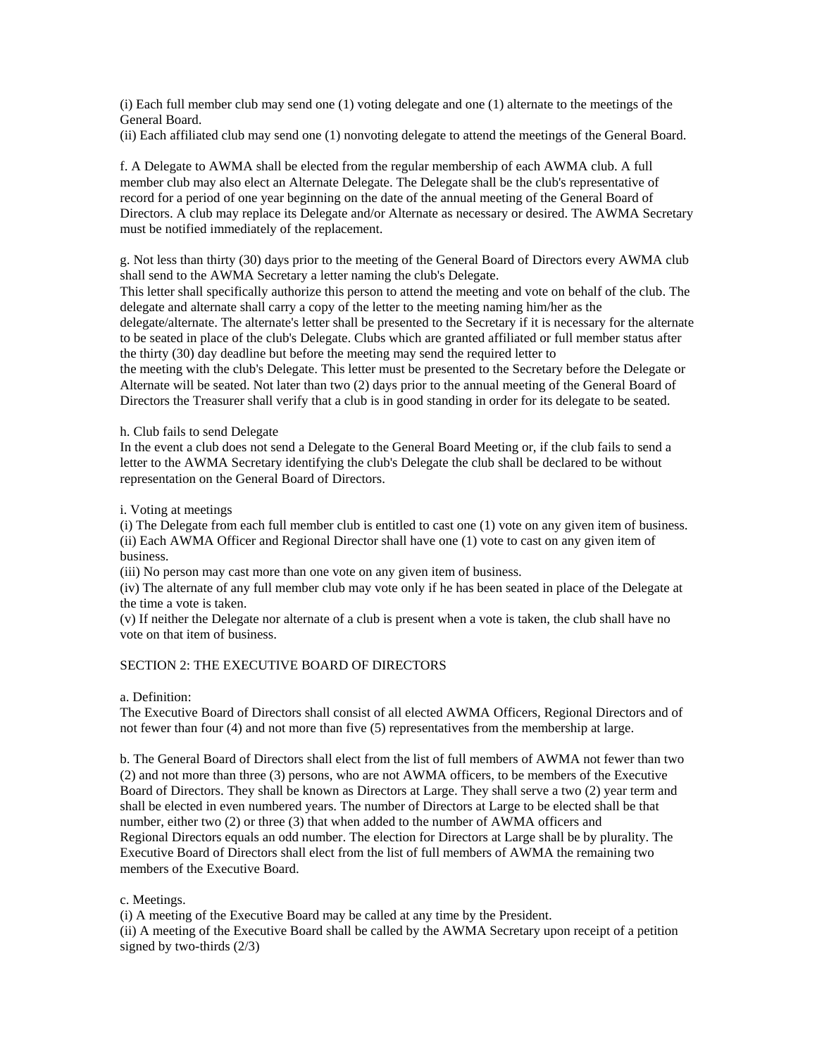(i) Each full member club may send one (1) voting delegate and one (1) alternate to the meetings of the General Board.
(ii) Each affiliated club may send one (1) nonvoting delegate to attend the meetings of the General Board.

f. A Delegate to AWMA shall be elected from the regular membership of each AWMA club. A full member club may also elect an Alternate Delegate. The Delegate shall be the club's representative of record for a period of one year beginning on the date of the annual meeting of the General Board of Directors. A club may replace its Delegate and/or Alternate as necessary or desired. The AWMA Secretary must be notified immediately of the replacement.

g. Not less than thirty (30) days prior to the meeting of the General Board of Directors every AWMA club shall send to the AWMA Secretary a letter naming the club's Delegate.
This letter shall specifically authorize this person to attend the meeting and vote on behalf of the club. The delegate and alternate shall carry a copy of the letter to the meeting naming him/her as the delegate/alternate. The alternate's letter shall be presented to the Secretary if it is necessary for the alternate to be seated in place of the club's Delegate. Clubs which are granted affiliated or full member status after the thirty (30) day deadline but before the meeting may send the required letter to
the meeting with the club's Delegate. This letter must be presented to the Secretary before the Delegate or Alternate will be seated. Not later than two (2) days prior to the annual meeting of the General Board of Directors the Treasurer shall verify that a club is in good standing in order for its delegate to be seated.

h. Club fails to send Delegate
In the event a club does not send a Delegate to the General Board Meeting or, if the club fails to send a letter to the AWMA Secretary identifying the club's Delegate the club shall be declared to be without representation on the General Board of Directors.

i. Voting at meetings
(i) The Delegate from each full member club is entitled to cast one (1) vote on any given item of business.
(ii) Each AWMA Officer and Regional Director shall have one (1) vote to cast on any given item of business.
(iii) No person may cast more than one vote on any given item of business.
(iv) The alternate of any full member club may vote only if he has been seated in place of the Delegate at the time a vote is taken.
(v) If neither the Delegate nor alternate of a club is present when a vote is taken, the club shall have no vote on that item of business.

SECTION 2: THE EXECUTIVE BOARD OF DIRECTORS

a. Definition:
The Executive Board of Directors shall consist of all elected AWMA Officers, Regional Directors and of not fewer than four (4) and not more than five (5) representatives from the membership at large.

b. The General Board of Directors shall elect from the list of full members of AWMA not fewer than two (2) and not more than three (3) persons, who are not AWMA officers, to be members of the Executive Board of Directors. They shall be known as Directors at Large. They shall serve a two (2) year term and shall be elected in even numbered years. The number of Directors at Large to be elected shall be that number, either two (2) or three (3) that when added to the number of AWMA officers and
Regional Directors equals an odd number. The election for Directors at Large shall be by plurality. The Executive Board of Directors shall elect from the list of full members of AWMA the remaining two members of the Executive Board.

c. Meetings.
(i) A meeting of the Executive Board may be called at any time by the President.
(ii) A meeting of the Executive Board shall be called by the AWMA Secretary upon receipt of a petition signed by two-thirds (2/3)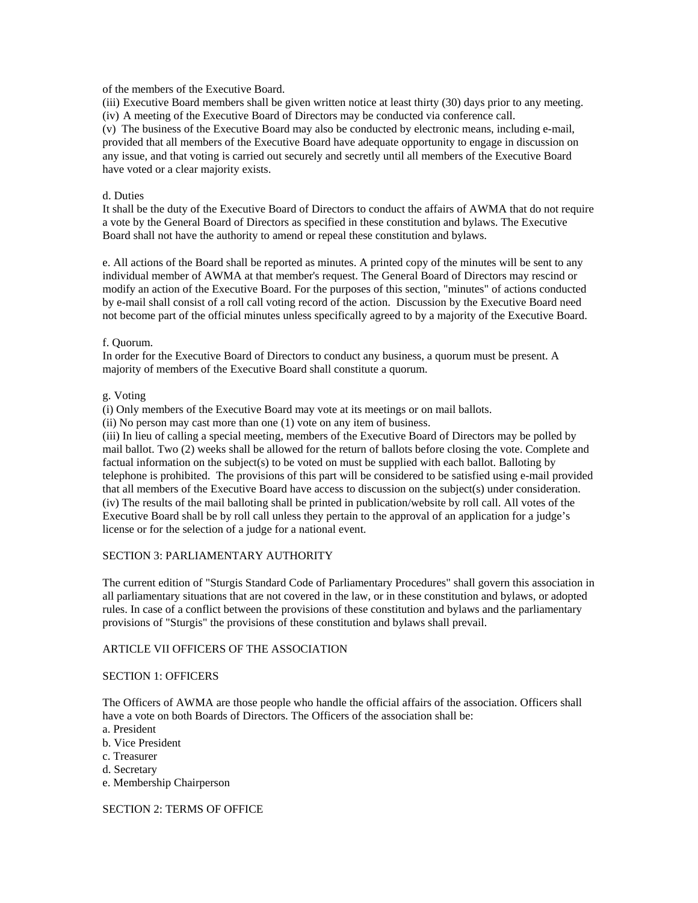of the members of the Executive Board.

(iii) Executive Board members shall be given written notice at least thirty (30) days prior to any meeting.

(iv) A meeting of the Executive Board of Directors may be conducted via conference call.

(v) The business of the Executive Board may also be conducted by electronic means, including e-mail, provided that all members of the Executive Board have adequate opportunity to engage in discussion on any issue, and that voting is carried out securely and secretly until all members of the Executive Board have voted or a clear majority exists.

d. Duties

It shall be the duty of the Executive Board of Directors to conduct the affairs of AWMA that do not require a vote by the General Board of Directors as specified in these constitution and bylaws. The Executive Board shall not have the authority to amend or repeal these constitution and bylaws.

e. All actions of the Board shall be reported as minutes. A printed copy of the minutes will be sent to any individual member of AWMA at that member's request. The General Board of Directors may rescind or modify an action of the Executive Board. For the purposes of this section, "minutes" of actions conducted by e-mail shall consist of a roll call voting record of the action. Discussion by the Executive Board need not become part of the official minutes unless specifically agreed to by a majority of the Executive Board.

f. Quorum.

In order for the Executive Board of Directors to conduct any business, a quorum must be present. A majority of members of the Executive Board shall constitute a quorum.

g. Voting

(i) Only members of the Executive Board may vote at its meetings or on mail ballots.

(ii) No person may cast more than one (1) vote on any item of business.

(iii) In lieu of calling a special meeting, members of the Executive Board of Directors may be polled by mail ballot. Two (2) weeks shall be allowed for the return of ballots before closing the vote. Complete and factual information on the subject(s) to be voted on must be supplied with each ballot. Balloting by telephone is prohibited. The provisions of this part will be considered to be satisfied using e-mail provided that all members of the Executive Board have access to discussion on the subject(s) under consideration.

(iv) The results of the mail balloting shall be printed in publication/website by roll call. All votes of the Executive Board shall be by roll call unless they pertain to the approval of an application for a judge's license or for the selection of a judge for a national event.

SECTION 3: PARLIAMENTARY AUTHORITY

The current edition of "Sturgis Standard Code of Parliamentary Procedures" shall govern this association in all parliamentary situations that are not covered in the law, or in these constitution and bylaws, or adopted rules. In case of a conflict between the provisions of these constitution and bylaws and the parliamentary provisions of "Sturgis" the provisions of these constitution and bylaws shall prevail.

## ARTICLE VII OFFICERS OF THE ASSOCIATION

SECTION 1: OFFICERS

The Officers of AWMA are those people who handle the official affairs of the association. Officers shall have a vote on both Boards of Directors. The Officers of the association shall be:

a. President
b. Vice President
c. Treasurer
d. Secretary
e. Membership Chairperson

SECTION 2: TERMS OF OFFICE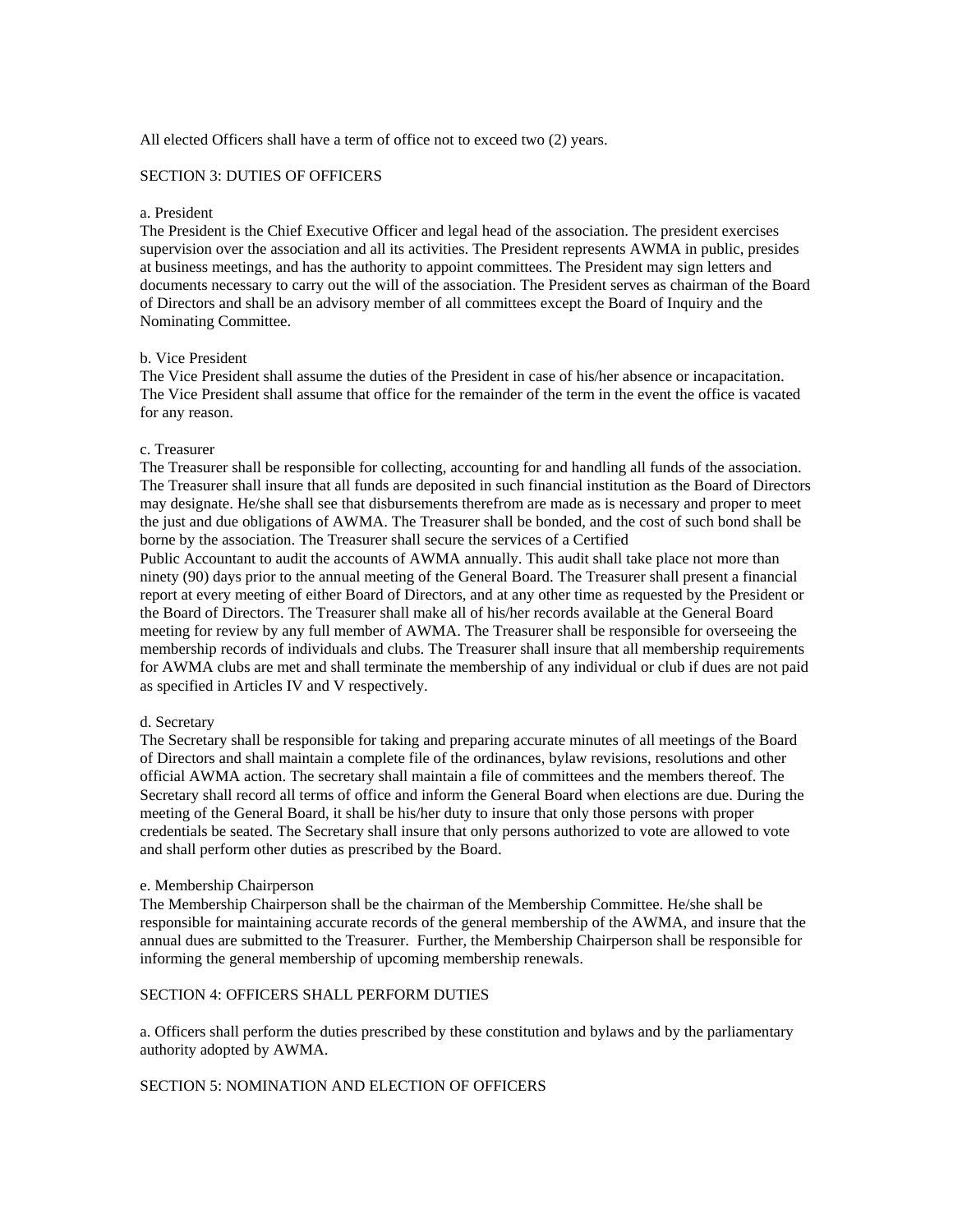All elected Officers shall have a term of office not to exceed two (2) years.

## SECTION 3: DUTIES OF OFFICERS

a. President

The President is the Chief Executive Officer and legal head of the association. The president exercises supervision over the association and all its activities. The President represents AWMA in public, presides at business meetings, and has the authority to appoint committees. The President may sign letters and documents necessary to carry out the will of the association. The President serves as chairman of the Board of Directors and shall be an advisory member of all committees except the Board of Inquiry and the Nominating Committee.

b. Vice President

The Vice President shall assume the duties of the President in case of his/her absence or incapacitation. The Vice President shall assume that office for the remainder of the term in the event the office is vacated for any reason.

c. Treasurer

The Treasurer shall be responsible for collecting, accounting for and handling all funds of the association. The Treasurer shall insure that all funds are deposited in such financial institution as the Board of Directors may designate. He/she shall see that disbursements therefrom are made as is necessary and proper to meet the just and due obligations of AWMA. The Treasurer shall be bonded, and the cost of such bond shall be borne by the association. The Treasurer shall secure the services of a Certified Public Accountant to audit the accounts of AWMA annually. This audit shall take place not more than ninety (90) days prior to the annual meeting of the General Board. The Treasurer shall present a financial report at every meeting of either Board of Directors, and at any other time as requested by the President or the Board of Directors. The Treasurer shall make all of his/her records available at the General Board meeting for review by any full member of AWMA. The Treasurer shall be responsible for overseeing the membership records of individuals and clubs. The Treasurer shall insure that all membership requirements for AWMA clubs are met and shall terminate the membership of any individual or club if dues are not paid as specified in Articles IV and V respectively.

d. Secretary

The Secretary shall be responsible for taking and preparing accurate minutes of all meetings of the Board of Directors and shall maintain a complete file of the ordinances, bylaw revisions, resolutions and other official AWMA action. The secretary shall maintain a file of committees and the members thereof. The Secretary shall record all terms of office and inform the General Board when elections are due. During the meeting of the General Board, it shall be his/her duty to insure that only those persons with proper credentials be seated. The Secretary shall insure that only persons authorized to vote are allowed to vote and shall perform other duties as prescribed by the Board.

e. Membership Chairperson

The Membership Chairperson shall be the chairman of the Membership Committee. He/she shall be responsible for maintaining accurate records of the general membership of the AWMA, and insure that the annual dues are submitted to the Treasurer. Further, the Membership Chairperson shall be responsible for informing the general membership of upcoming membership renewals.

## SECTION 4: OFFICERS SHALL PERFORM DUTIES

a. Officers shall perform the duties prescribed by these constitution and bylaws and by the parliamentary authority adopted by AWMA.

## SECTION 5: NOMINATION AND ELECTION OF OFFICERS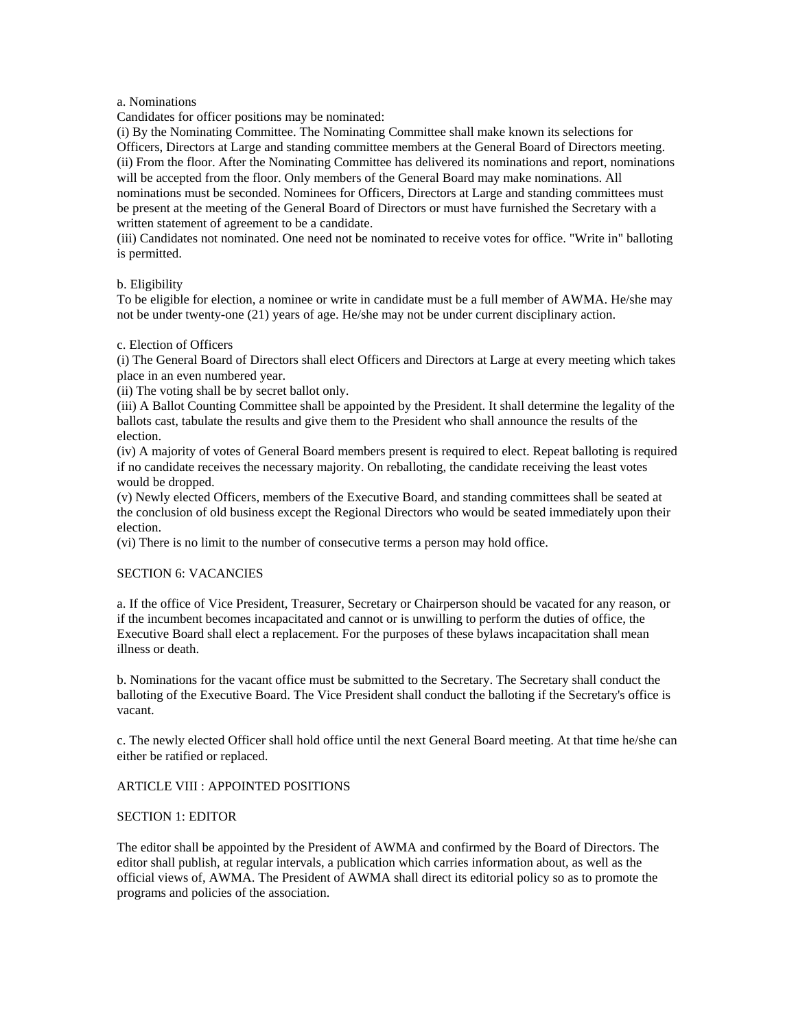a. Nominations

Candidates for officer positions may be nominated:

(i) By the Nominating Committee. The Nominating Committee shall make known its selections for Officers, Directors at Large and standing committee members at the General Board of Directors meeting.

(ii) From the floor. After the Nominating Committee has delivered its nominations and report, nominations will be accepted from the floor. Only members of the General Board may make nominations. All nominations must be seconded. Nominees for Officers, Directors at Large and standing committees must be present at the meeting of the General Board of Directors or must have furnished the Secretary with a written statement of agreement to be a candidate.

(iii) Candidates not nominated. One need not be nominated to receive votes for office. "Write in" balloting is permitted.

b. Eligibility

To be eligible for election, a nominee or write in candidate must be a full member of AWMA. He/she may not be under twenty-one (21) years of age. He/she may not be under current disciplinary action.

c. Election of Officers

(i) The General Board of Directors shall elect Officers and Directors at Large at every meeting which takes place in an even numbered year.

(ii) The voting shall be by secret ballot only.

(iii) A Ballot Counting Committee shall be appointed by the President. It shall determine the legality of the ballots cast, tabulate the results and give them to the President who shall announce the results of the election.

(iv) A majority of votes of General Board members present is required to elect. Repeat balloting is required if no candidate receives the necessary majority. On reballoting, the candidate receiving the least votes would be dropped.

(v) Newly elected Officers, members of the Executive Board, and standing committees shall be seated at the conclusion of old business except the Regional Directors who would be seated immediately upon their election.

(vi) There is no limit to the number of consecutive terms a person may hold office.

SECTION 6: VACANCIES

a. If the office of Vice President, Treasurer, Secretary or Chairperson should be vacated for any reason, or if the incumbent becomes incapacitated and cannot or is unwilling to perform the duties of office, the Executive Board shall elect a replacement. For the purposes of these bylaws incapacitation shall mean illness or death.

b. Nominations for the vacant office must be submitted to the Secretary. The Secretary shall conduct the balloting of the Executive Board. The Vice President shall conduct the balloting if the Secretary's office is vacant.

c. The newly elected Officer shall hold office until the next General Board meeting. At that time he/she can either be ratified or replaced.

ARTICLE VIII : APPOINTED POSITIONS

SECTION 1: EDITOR

The editor shall be appointed by the President of AWMA and confirmed by the Board of Directors. The editor shall publish, at regular intervals, a publication which carries information about, as well as the official views of, AWMA. The President of AWMA shall direct its editorial policy so as to promote the programs and policies of the association.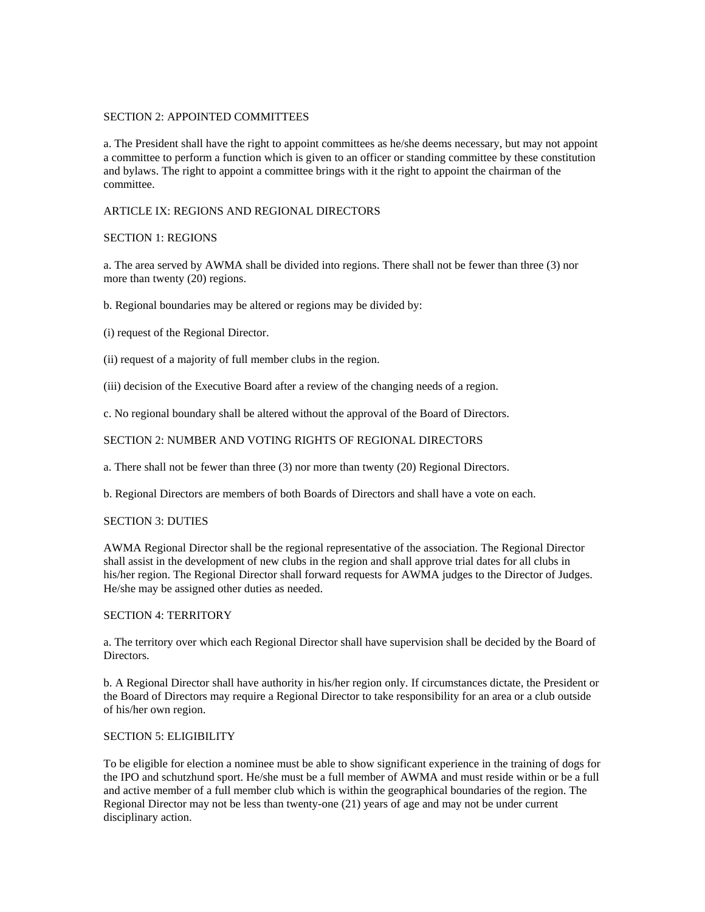### SECTION 2: APPOINTED COMMITTEES

a. The President shall have the right to appoint committees as he/she deems necessary, but may not appoint a committee to perform a function which is given to an officer or standing committee by these constitution and bylaws. The right to appoint a committee brings with it the right to appoint the chairman of the committee.

## ARTICLE IX: REGIONS AND REGIONAL DIRECTORS

### SECTION 1: REGIONS

a. The area served by AWMA shall be divided into regions. There shall not be fewer than three (3) nor more than twenty (20) regions.

b. Regional boundaries may be altered or regions may be divided by:

(i) request of the Regional Director.

(ii) request of a majority of full member clubs in the region.

(iii) decision of the Executive Board after a review of the changing needs of a region.

c. No regional boundary shall be altered without the approval of the Board of Directors.

### SECTION 2: NUMBER AND VOTING RIGHTS OF REGIONAL DIRECTORS

a. There shall not be fewer than three (3) nor more than twenty (20) Regional Directors.

b. Regional Directors are members of both Boards of Directors and shall have a vote on each.

### SECTION 3: DUTIES

AWMA Regional Director shall be the regional representative of the association. The Regional Director shall assist in the development of new clubs in the region and shall approve trial dates for all clubs in his/her region. The Regional Director shall forward requests for AWMA judges to the Director of Judges. He/she may be assigned other duties as needed.

### SECTION 4: TERRITORY

a. The territory over which each Regional Director shall have supervision shall be decided by the Board of Directors.

b. A Regional Director shall have authority in his/her region only. If circumstances dictate, the President or the Board of Directors may require a Regional Director to take responsibility for an area or a club outside of his/her own region.

### SECTION 5: ELIGIBILITY

To be eligible for election a nominee must be able to show significant experience in the training of dogs for the IPO and schutzhund sport. He/she must be a full member of AWMA and must reside within or be a full and active member of a full member club which is within the geographical boundaries of the region. The Regional Director may not be less than twenty-one (21) years of age and may not be under current disciplinary action.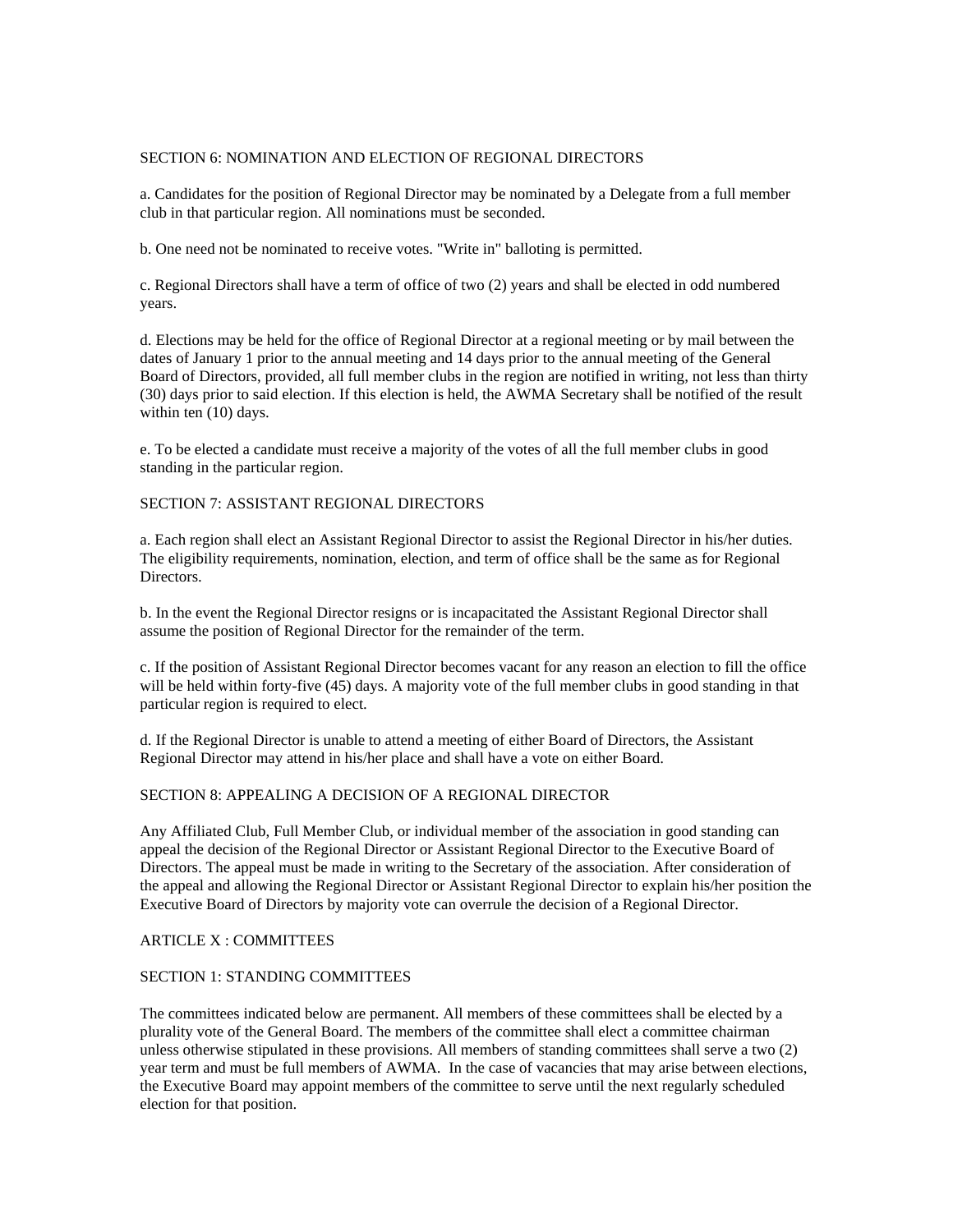SECTION 6: NOMINATION AND ELECTION OF REGIONAL DIRECTORS

a. Candidates for the position of Regional Director may be nominated by a Delegate from a full member club in that particular region. All nominations must be seconded.

b. One need not be nominated to receive votes. "Write in" balloting is permitted.

c. Regional Directors shall have a term of office of two (2) years and shall be elected in odd numbered years.

d. Elections may be held for the office of Regional Director at a regional meeting or by mail between the dates of January 1 prior to the annual meeting and 14 days prior to the annual meeting of the General Board of Directors, provided, all full member clubs in the region are notified in writing, not less than thirty (30) days prior to said election. If this election is held, the AWMA Secretary shall be notified of the result within ten (10) days.

e. To be elected a candidate must receive a majority of the votes of all the full member clubs in good standing in the particular region.

SECTION 7: ASSISTANT REGIONAL DIRECTORS

a. Each region shall elect an Assistant Regional Director to assist the Regional Director in his/her duties. The eligibility requirements, nomination, election, and term of office shall be the same as for Regional Directors.

b. In the event the Regional Director resigns or is incapacitated the Assistant Regional Director shall assume the position of Regional Director for the remainder of the term.

c. If the position of Assistant Regional Director becomes vacant for any reason an election to fill the office will be held within forty-five (45) days. A majority vote of the full member clubs in good standing in that particular region is required to elect.

d. If the Regional Director is unable to attend a meeting of either Board of Directors, the Assistant Regional Director may attend in his/her place and shall have a vote on either Board.

SECTION 8: APPEALING A DECISION OF A REGIONAL DIRECTOR

Any Affiliated Club, Full Member Club, or individual member of the association in good standing can appeal the decision of the Regional Director or Assistant Regional Director to the Executive Board of Directors. The appeal must be made in writing to the Secretary of the association. After consideration of the appeal and allowing the Regional Director or Assistant Regional Director to explain his/her position the Executive Board of Directors by majority vote can overrule the decision of a Regional Director.

ARTICLE X : COMMITTEES

SECTION 1: STANDING COMMITTEES

The committees indicated below are permanent. All members of these committees shall be elected by a plurality vote of the General Board. The members of the committee shall elect a committee chairman unless otherwise stipulated in these provisions. All members of standing committees shall serve a two (2) year term and must be full members of AWMA. In the case of vacancies that may arise between elections, the Executive Board may appoint members of the committee to serve until the next regularly scheduled election for that position.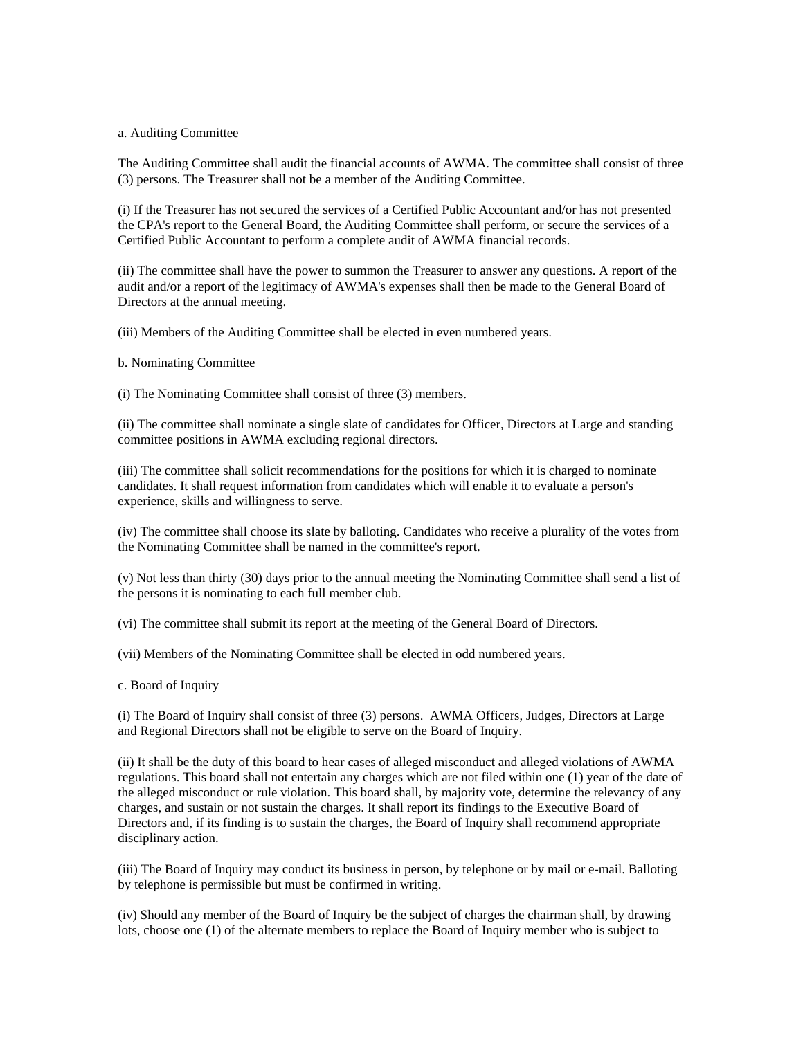a. Auditing Committee

The Auditing Committee shall audit the financial accounts of AWMA. The committee shall consist of three (3) persons. The Treasurer shall not be a member of the Auditing Committee.

(i) If the Treasurer has not secured the services of a Certified Public Accountant and/or has not presented the CPA's report to the General Board, the Auditing Committee shall perform, or secure the services of a Certified Public Accountant to perform a complete audit of AWMA financial records.

(ii) The committee shall have the power to summon the Treasurer to answer any questions. A report of the audit and/or a report of the legitimacy of AWMA's expenses shall then be made to the General Board of Directors at the annual meeting.

(iii) Members of the Auditing Committee shall be elected in even numbered years.

b. Nominating Committee

(i) The Nominating Committee shall consist of three (3) members.

(ii) The committee shall nominate a single slate of candidates for Officer, Directors at Large and standing committee positions in AWMA excluding regional directors.

(iii) The committee shall solicit recommendations for the positions for which it is charged to nominate candidates. It shall request information from candidates which will enable it to evaluate a person's experience, skills and willingness to serve.

(iv) The committee shall choose its slate by balloting. Candidates who receive a plurality of the votes from the Nominating Committee shall be named in the committee's report.

(v) Not less than thirty (30) days prior to the annual meeting the Nominating Committee shall send a list of the persons it is nominating to each full member club.

(vi) The committee shall submit its report at the meeting of the General Board of Directors.

(vii) Members of the Nominating Committee shall be elected in odd numbered years.

c. Board of Inquiry

(i) The Board of Inquiry shall consist of three (3) persons. AWMA Officers, Judges, Directors at Large and Regional Directors shall not be eligible to serve on the Board of Inquiry.

(ii) It shall be the duty of this board to hear cases of alleged misconduct and alleged violations of AWMA regulations. This board shall not entertain any charges which are not filed within one (1) year of the date of the alleged misconduct or rule violation. This board shall, by majority vote, determine the relevancy of any charges, and sustain or not sustain the charges. It shall report its findings to the Executive Board of Directors and, if its finding is to sustain the charges, the Board of Inquiry shall recommend appropriate disciplinary action.

(iii) The Board of Inquiry may conduct its business in person, by telephone or by mail or e-mail. Balloting by telephone is permissible but must be confirmed in writing.

(iv) Should any member of the Board of Inquiry be the subject of charges the chairman shall, by drawing lots, choose one (1) of the alternate members to replace the Board of Inquiry member who is subject to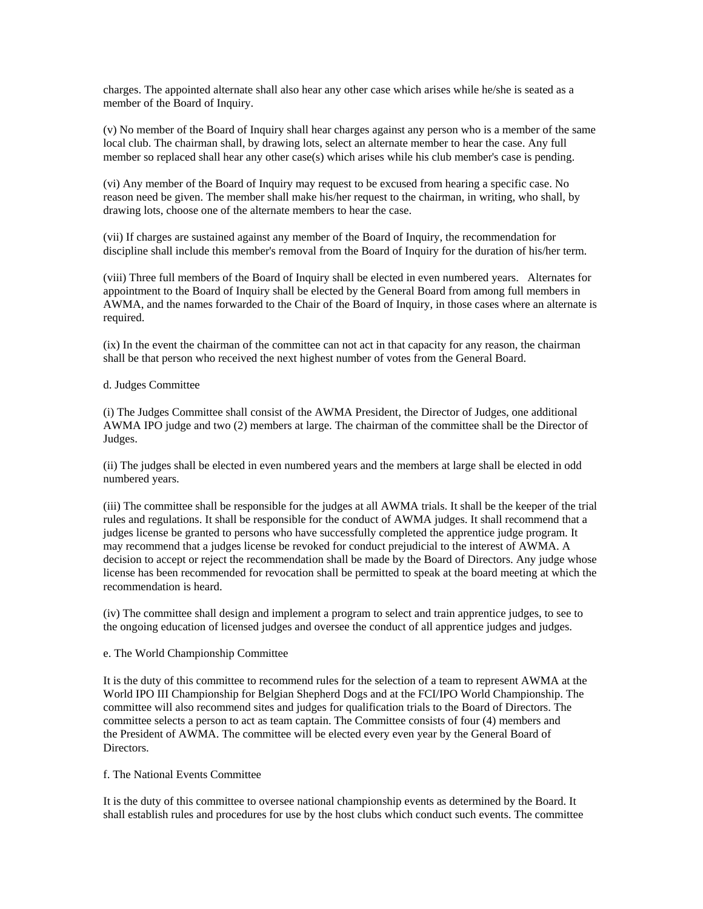charges. The appointed alternate shall also hear any other case which arises while he/she is seated as a member of the Board of Inquiry.

(v) No member of the Board of Inquiry shall hear charges against any person who is a member of the same local club. The chairman shall, by drawing lots, select an alternate member to hear the case. Any full member so replaced shall hear any other case(s) which arises while his club member's case is pending.

(vi) Any member of the Board of Inquiry may request to be excused from hearing a specific case. No reason need be given. The member shall make his/her request to the chairman, in writing, who shall, by drawing lots, choose one of the alternate members to hear the case.

(vii) If charges are sustained against any member of the Board of Inquiry, the recommendation for discipline shall include this member's removal from the Board of Inquiry for the duration of his/her term.

(viii) Three full members of the Board of Inquiry shall be elected in even numbered years. Alternates for appointment to the Board of Inquiry shall be elected by the General Board from among full members in AWMA, and the names forwarded to the Chair of the Board of Inquiry, in those cases where an alternate is required.

(ix) In the event the chairman of the committee can not act in that capacity for any reason, the chairman shall be that person who received the next highest number of votes from the General Board.

d. Judges Committee

(i) The Judges Committee shall consist of the AWMA President, the Director of Judges, one additional AWMA IPO judge and two (2) members at large. The chairman of the committee shall be the Director of Judges.

(ii) The judges shall be elected in even numbered years and the members at large shall be elected in odd numbered years.

(iii) The committee shall be responsible for the judges at all AWMA trials. It shall be the keeper of the trial rules and regulations. It shall be responsible for the conduct of AWMA judges. It shall recommend that a judges license be granted to persons who have successfully completed the apprentice judge program. It may recommend that a judges license be revoked for conduct prejudicial to the interest of AWMA. A decision to accept or reject the recommendation shall be made by the Board of Directors. Any judge whose license has been recommended for revocation shall be permitted to speak at the board meeting at which the recommendation is heard.

(iv) The committee shall design and implement a program to select and train apprentice judges, to see to the ongoing education of licensed judges and oversee the conduct of all apprentice judges and judges.

e. The World Championship Committee

It is the duty of this committee to recommend rules for the selection of a team to represent AWMA at the World IPO III Championship for Belgian Shepherd Dogs and at the FCI/IPO World Championship. The committee will also recommend sites and judges for qualification trials to the Board of Directors. The committee selects a person to act as team captain. The Committee consists of four (4) members and the President of AWMA. The committee will be elected every even year by the General Board of Directors.

f. The National Events Committee

It is the duty of this committee to oversee national championship events as determined by the Board. It shall establish rules and procedures for use by the host clubs which conduct such events. The committee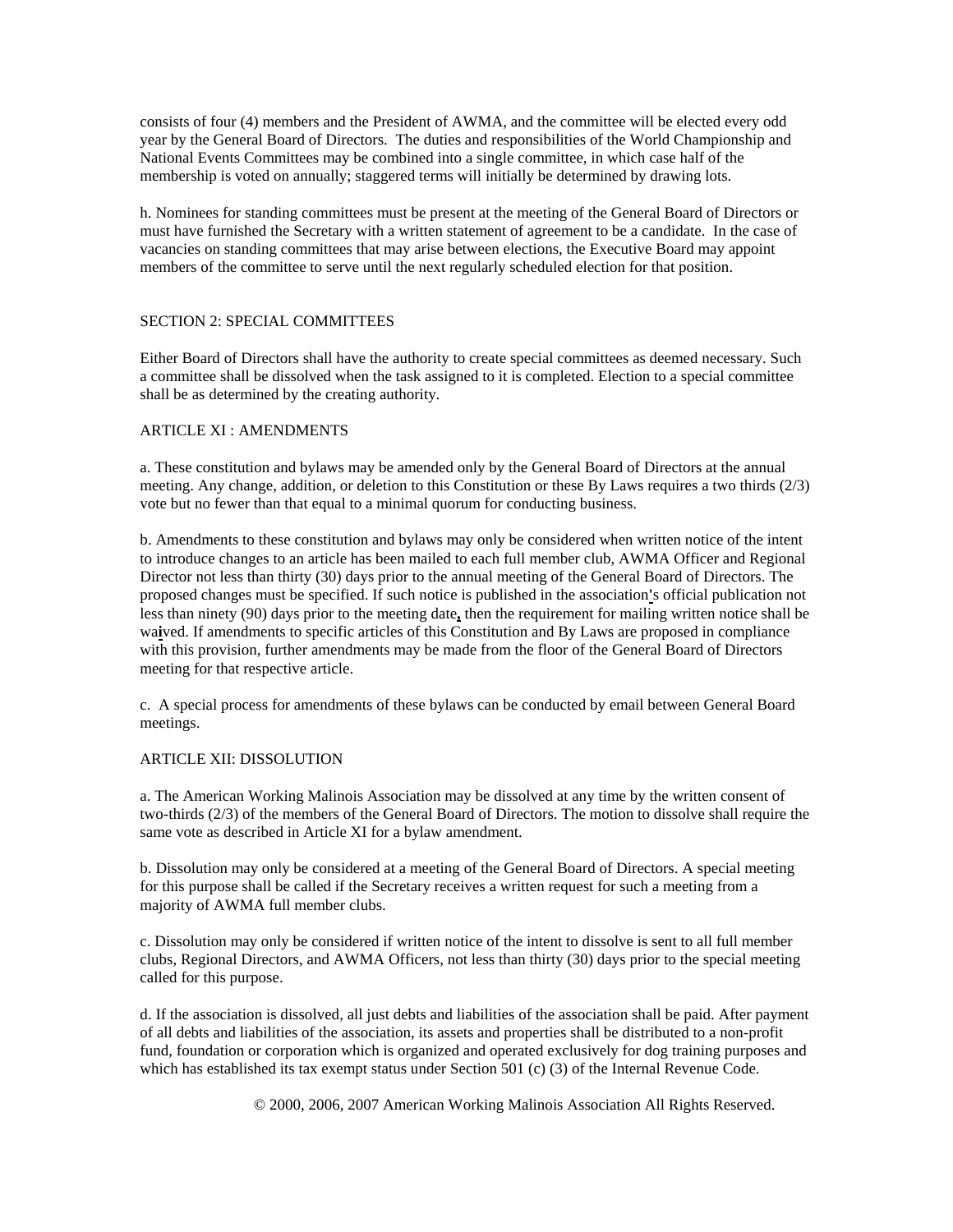consists of four (4) members and the President of AWMA, and the committee will be elected every odd year by the General Board of Directors. The duties and responsibilities of the World Championship and National Events Committees may be combined into a single committee, in which case half of the membership is voted on annually; staggered terms will initially be determined by drawing lots.

h. Nominees for standing committees must be present at the meeting of the General Board of Directors or must have furnished the Secretary with a written statement of agreement to be a candidate. In the case of vacancies on standing committees that may arise between elections, the Executive Board may appoint members of the committee to serve until the next regularly scheduled election for that position.

SECTION 2: SPECIAL COMMITTEES

Either Board of Directors shall have the authority to create special committees as deemed necessary. Such a committee shall be dissolved when the task assigned to it is completed. Election to a special committee shall be as determined by the creating authority.

ARTICLE XI : AMENDMENTS

a. These constitution and bylaws may be amended only by the General Board of Directors at the annual meeting. Any change, addition, or deletion to this Constitution or these By Laws requires a two thirds (2/3) vote but no fewer than that equal to a minimal quorum for conducting business.

b. Amendments to these constitution and bylaws may only be considered when written notice of the intent to introduce changes to an article has been mailed to each full member club, AWMA Officer and Regional Director not less than thirty (30) days prior to the annual meeting of the General Board of Directors. The proposed changes must be specified. If such notice is published in the association's official publication not less than ninety (90) days prior to the meeting date, then the requirement for mailing written notice shall be waived. If amendments to specific articles of this Constitution and By Laws are proposed in compliance with this provision, further amendments may be made from the floor of the General Board of Directors meeting for that respective article.

c. A special process for amendments of these bylaws can be conducted by email between General Board meetings.

ARTICLE XII: DISSOLUTION

a. The American Working Malinois Association may be dissolved at any time by the written consent of two-thirds (2/3) of the members of the General Board of Directors. The motion to dissolve shall require the same vote as described in Article XI for a bylaw amendment.

b. Dissolution may only be considered at a meeting of the General Board of Directors. A special meeting for this purpose shall be called if the Secretary receives a written request for such a meeting from a majority of AWMA full member clubs.

c. Dissolution may only be considered if written notice of the intent to dissolve is sent to all full member clubs, Regional Directors, and AWMA Officers, not less than thirty (30) days prior to the special meeting called for this purpose.

d. If the association is dissolved, all just debts and liabilities of the association shall be paid. After payment of all debts and liabilities of the association, its assets and properties shall be distributed to a non-profit fund, foundation or corporation which is organized and operated exclusively for dog training purposes and which has established its tax exempt status under Section 501 (c) (3) of the Internal Revenue Code.

© 2000, 2006, 2007 American Working Malinois Association All Rights Reserved.